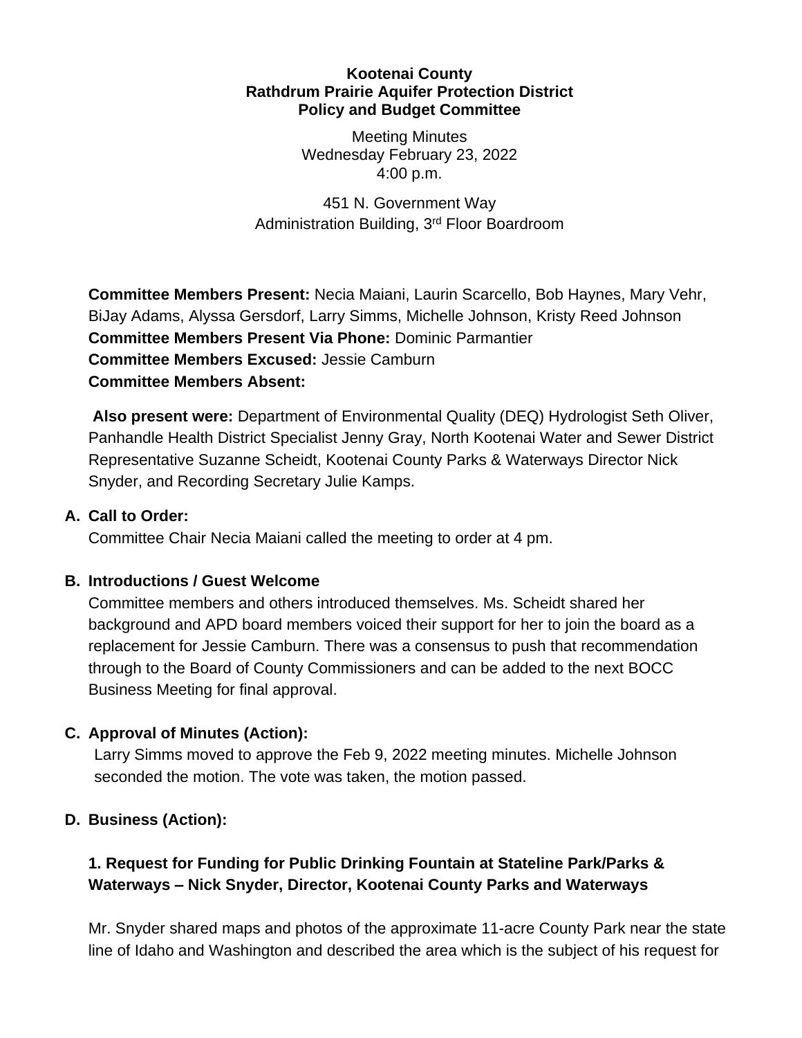**Kootenai County**
**Rathdrum Prairie Aquifer Protection District**
**Policy and Budget Committee**

Meeting Minutes
Wednesday February 23, 2022
4:00 p.m.

451 N. Government Way
Administration Building, 3rd Floor Boardroom

**Committee Members Present:** Necia Maiani, Laurin Scarcello, Bob Haynes, Mary Vehr, BiJay Adams, Alyssa Gersdorf, Larry Simms, Michelle Johnson, Kristy Reed Johnson
**Committee Members Present Via Phone:** Dominic Parmantier
**Committee Members Excused:** Jessie Camburn
**Committee Members Absent:**

**Also present were:** Department of Environmental Quality (DEQ) Hydrologist Seth Oliver, Panhandle Health District Specialist Jenny Gray, North Kootenai Water and Sewer District Representative Suzanne Scheidt, Kootenai County Parks & Waterways Director Nick Snyder, and Recording Secretary Julie Kamps.

**A. Call to Order:**
Committee Chair Necia Maiani called the meeting to order at 4 pm.

**B. Introductions / Guest Welcome**
Committee members and others introduced themselves. Ms. Scheidt shared her background and APD board members voiced their support for her to join the board as a replacement for Jessie Camburn. There was a consensus to push that recommendation through to the Board of County Commissioners and can be added to the next BOCC Business Meeting for final approval.

**C. Approval of Minutes (Action):**
Larry Simms moved to approve the Feb 9, 2022 meeting minutes. Michelle Johnson seconded the motion. The vote was taken, the motion passed.

**D. Business (Action):**

**1. Request for Funding for Public Drinking Fountain at Stateline Park/Parks & Waterways – Nick Snyder, Director, Kootenai County Parks and Waterways**

Mr. Snyder shared maps and photos of the approximate 11-acre County Park near the state line of Idaho and Washington and described the area which is the subject of his request for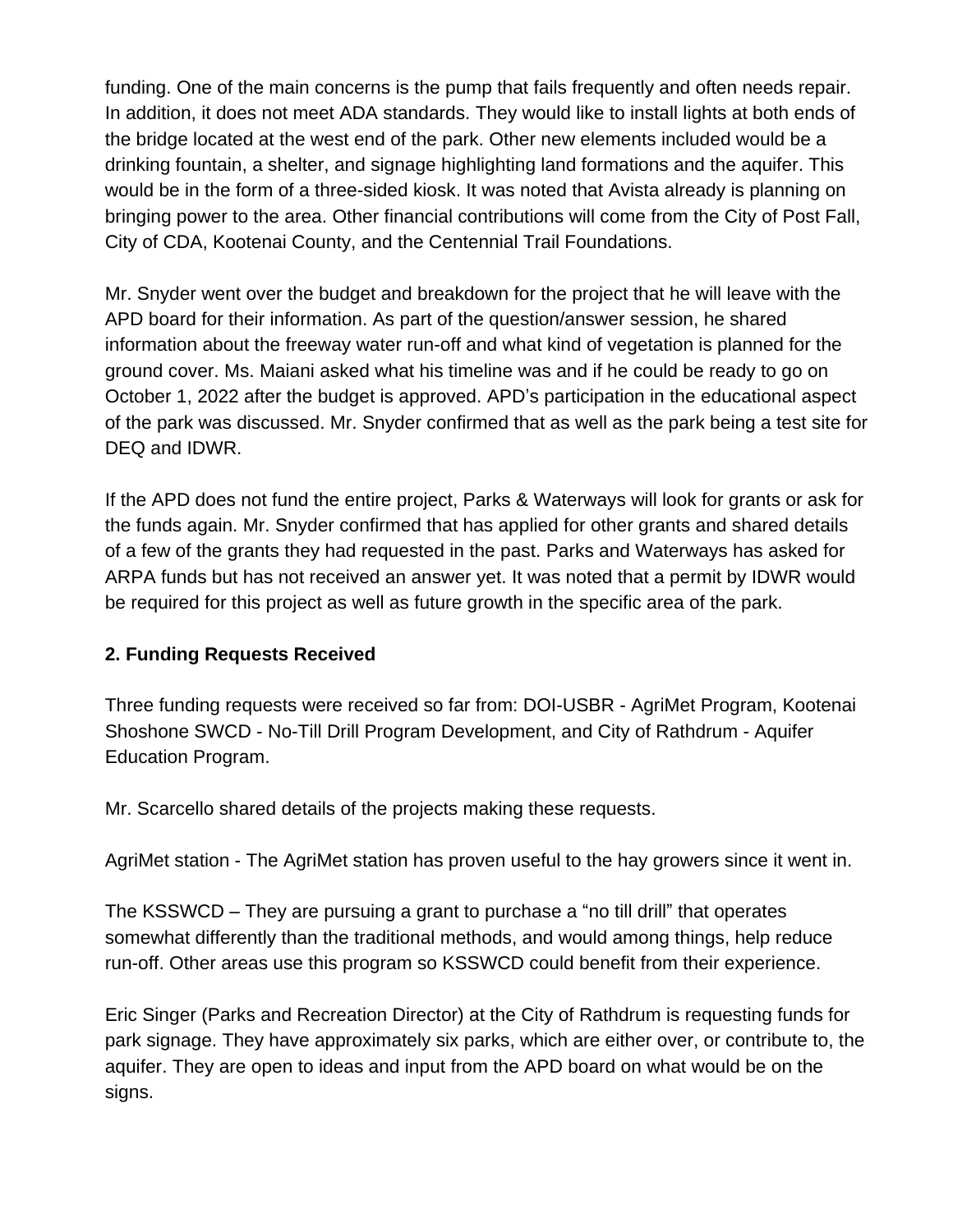funding. One of the main concerns is the pump that fails frequently and often needs repair. In addition, it does not meet ADA standards. They would like to install lights at both ends of the bridge located at the west end of the park. Other new elements included would be a drinking fountain, a shelter, and signage highlighting land formations and the aquifer. This would be in the form of a three-sided kiosk. It was noted that Avista already is planning on bringing power to the area. Other financial contributions will come from the City of Post Fall, City of CDA, Kootenai County, and the Centennial Trail Foundations.

Mr. Snyder went over the budget and breakdown for the project that he will leave with the APD board for their information. As part of the question/answer session, he shared information about the freeway water run-off and what kind of vegetation is planned for the ground cover. Ms. Maiani asked what his timeline was and if he could be ready to go on October 1, 2022 after the budget is approved. APD's participation in the educational aspect of the park was discussed. Mr. Snyder confirmed that as well as the park being a test site for DEQ and IDWR.

If the APD does not fund the entire project, Parks & Waterways will look for grants or ask for the funds again. Mr. Snyder confirmed that has applied for other grants and shared details of a few of the grants they had requested in the past. Parks and Waterways has asked for ARPA funds but has not received an answer yet. It was noted that a permit by IDWR would be required for this project as well as future growth in the specific area of the park.

**2. Funding Requests Received**

Three funding requests were received so far from: DOI-USBR - AgriMet Program, Kootenai Shoshone SWCD - No-Till Drill Program Development, and City of Rathdrum - Aquifer Education Program.

Mr. Scarcello shared details of the projects making these requests.

AgriMet station - The AgriMet station has proven useful to the hay growers since it went in.

The KSSWCD – They are pursuing a grant to purchase a "no till drill" that operates somewhat differently than the traditional methods, and would among things, help reduce run-off. Other areas use this program so KSSWCD could benefit from their experience.

Eric Singer (Parks and Recreation Director) at the City of Rathdrum is requesting funds for park signage. They have approximately six parks, which are either over, or contribute to, the aquifer. They are open to ideas and input from the APD board on what would be on the signs.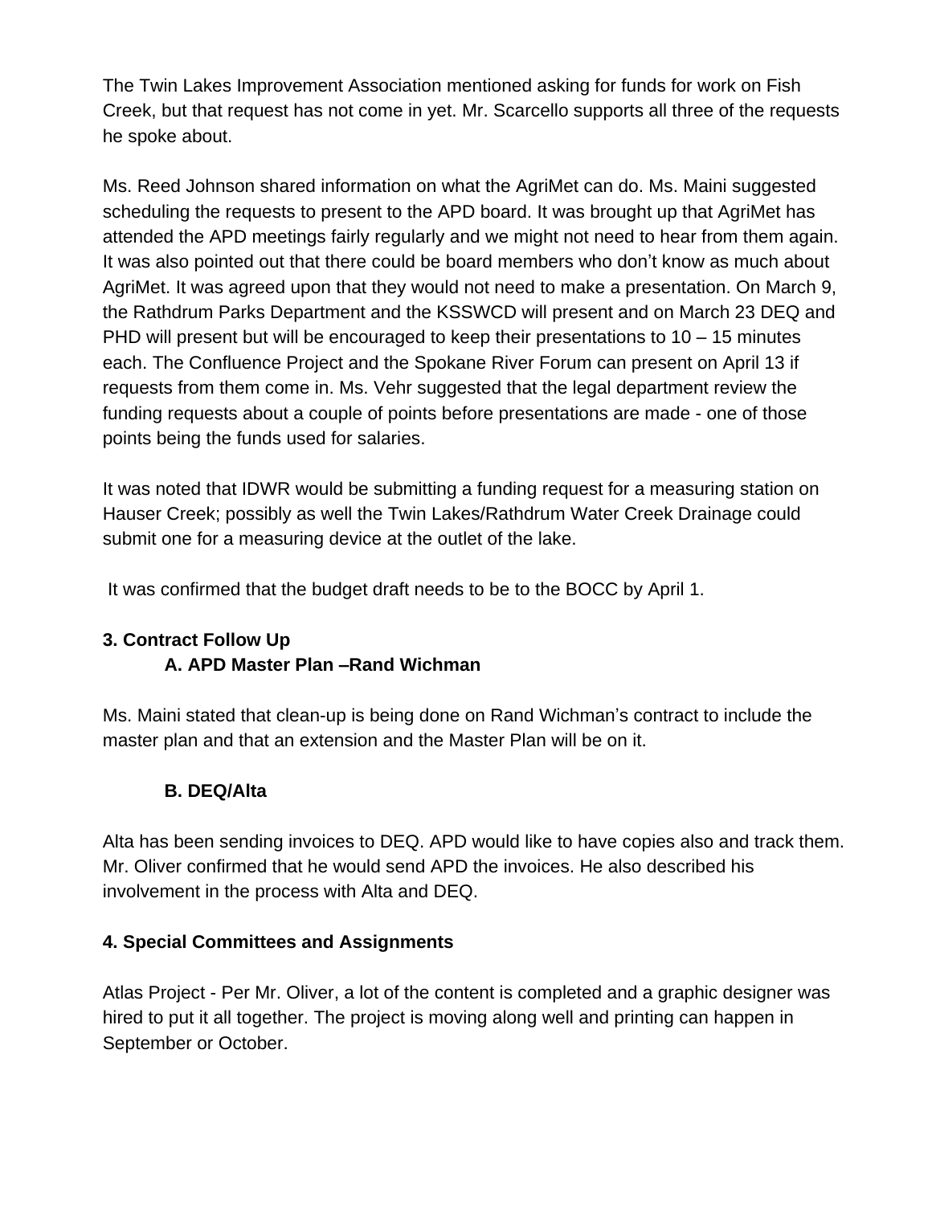The Twin Lakes Improvement Association mentioned asking for funds for work on Fish Creek, but that request has not come in yet. Mr. Scarcello supports all three of the requests he spoke about.

Ms. Reed Johnson shared information on what the AgriMet can do. Ms. Maini suggested scheduling the requests to present to the APD board. It was brought up that AgriMet has attended the APD meetings fairly regularly and we might not need to hear from them again. It was also pointed out that there could be board members who don't know as much about AgriMet. It was agreed upon that they would not need to make a presentation. On March 9, the Rathdrum Parks Department and the KSSWCD will present and on March 23 DEQ and PHD will present but will be encouraged to keep their presentations to 10 – 15 minutes each. The Confluence Project and the Spokane River Forum can present on April 13 if requests from them come in. Ms. Vehr suggested that the legal department review the funding requests about a couple of points before presentations are made - one of those points being the funds used for salaries.

It was noted that IDWR would be submitting a funding request for a measuring station on Hauser Creek; possibly as well the Twin Lakes/Rathdrum Water Creek Drainage could submit one for a measuring device at the outlet of the lake.

It was confirmed that the budget draft needs to be to the BOCC by April 1.

### 3. Contract Follow Up

#### A. APD Master Plan –Rand Wichman

Ms. Maini stated that clean-up is being done on Rand Wichman's contract to include the master plan and that an extension and the Master Plan will be on it.

#### B. DEQ/Alta

Alta has been sending invoices to DEQ. APD would like to have copies also and track them. Mr. Oliver confirmed that he would send APD the invoices. He also described his involvement in the process with Alta and DEQ.

### 4. Special Committees and Assignments

Atlas Project - Per Mr. Oliver, a lot of the content is completed and a graphic designer was hired to put it all together. The project is moving along well and printing can happen in September or October.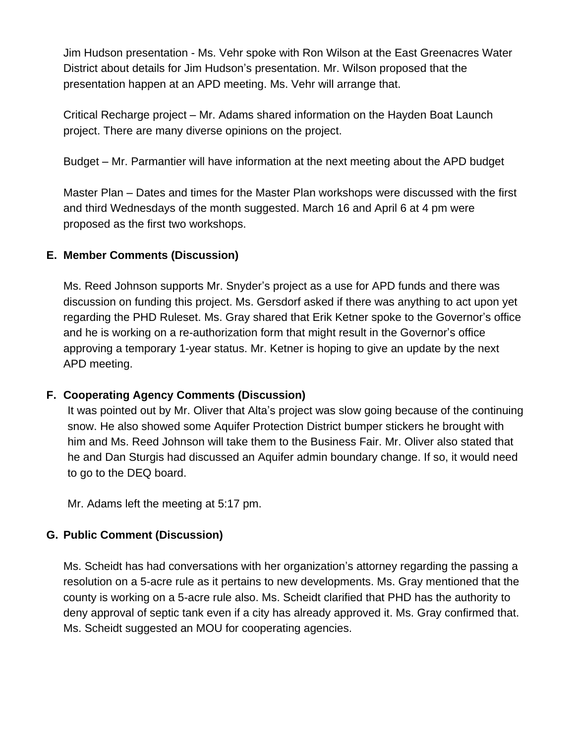Jim Hudson presentation - Ms. Vehr spoke with Ron Wilson at the East Greenacres Water District about details for Jim Hudson's presentation. Mr. Wilson proposed that the presentation happen at an APD meeting. Ms. Vehr will arrange that.

Critical Recharge project – Mr. Adams shared information on the Hayden Boat Launch project. There are many diverse opinions on the project.

Budget – Mr. Parmantier will have information at the next meeting about the APD budget

Master Plan – Dates and times for the Master Plan workshops were discussed with the first and third Wednesdays of the month suggested. March 16 and April 6 at 4 pm were proposed as the first two workshops.

**E. Member Comments (Discussion)**

Ms. Reed Johnson supports Mr. Snyder's project as a use for APD funds and there was discussion on funding this project. Ms. Gersdorf asked if there was anything to act upon yet regarding the PHD Ruleset. Ms. Gray shared that Erik Ketner spoke to the Governor's office and he is working on a re-authorization form that might result in the Governor's office approving a temporary 1-year status. Mr. Ketner is hoping to give an update by the next APD meeting.

**F. Cooperating Agency Comments (Discussion)**

It was pointed out by Mr. Oliver that Alta's project was slow going because of the continuing snow. He also showed some Aquifer Protection District bumper stickers he brought with him and Ms. Reed Johnson will take them to the Business Fair. Mr. Oliver also stated that he and Dan Sturgis had discussed an Aquifer admin boundary change. If so, it would need to go to the DEQ board.

Mr. Adams left the meeting at 5:17 pm.

**G. Public Comment (Discussion)**

Ms. Scheidt has had conversations with her organization's attorney regarding the passing a resolution on a 5-acre rule as it pertains to new developments. Ms. Gray mentioned that the county is working on a 5-acre rule also. Ms. Scheidt clarified that PHD has the authority to deny approval of septic tank even if a city has already approved it. Ms. Gray confirmed that. Ms. Scheidt suggested an MOU for cooperating agencies.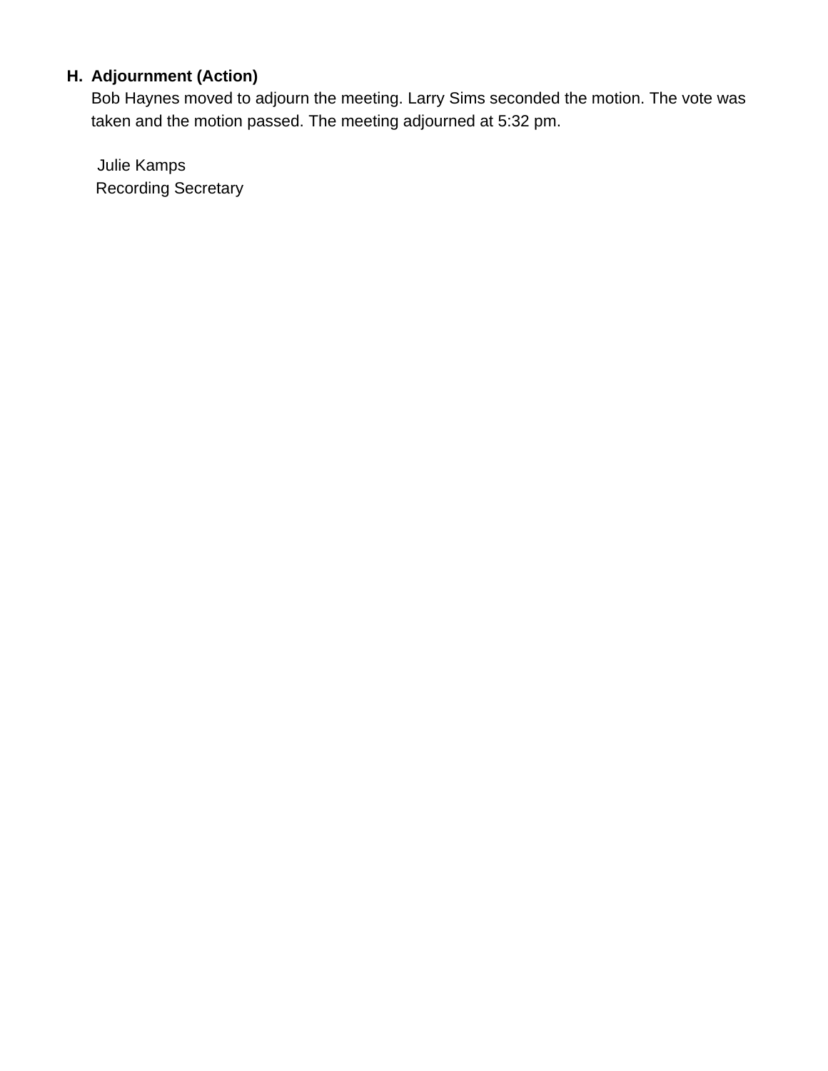H. **Adjournment (Action)**
   Bob Haynes moved to adjourn the meeting. Larry Sims seconded the motion. The vote was taken and the motion passed. The meeting adjourned at 5:32 pm.

Julie Kamps
Recording Secretary